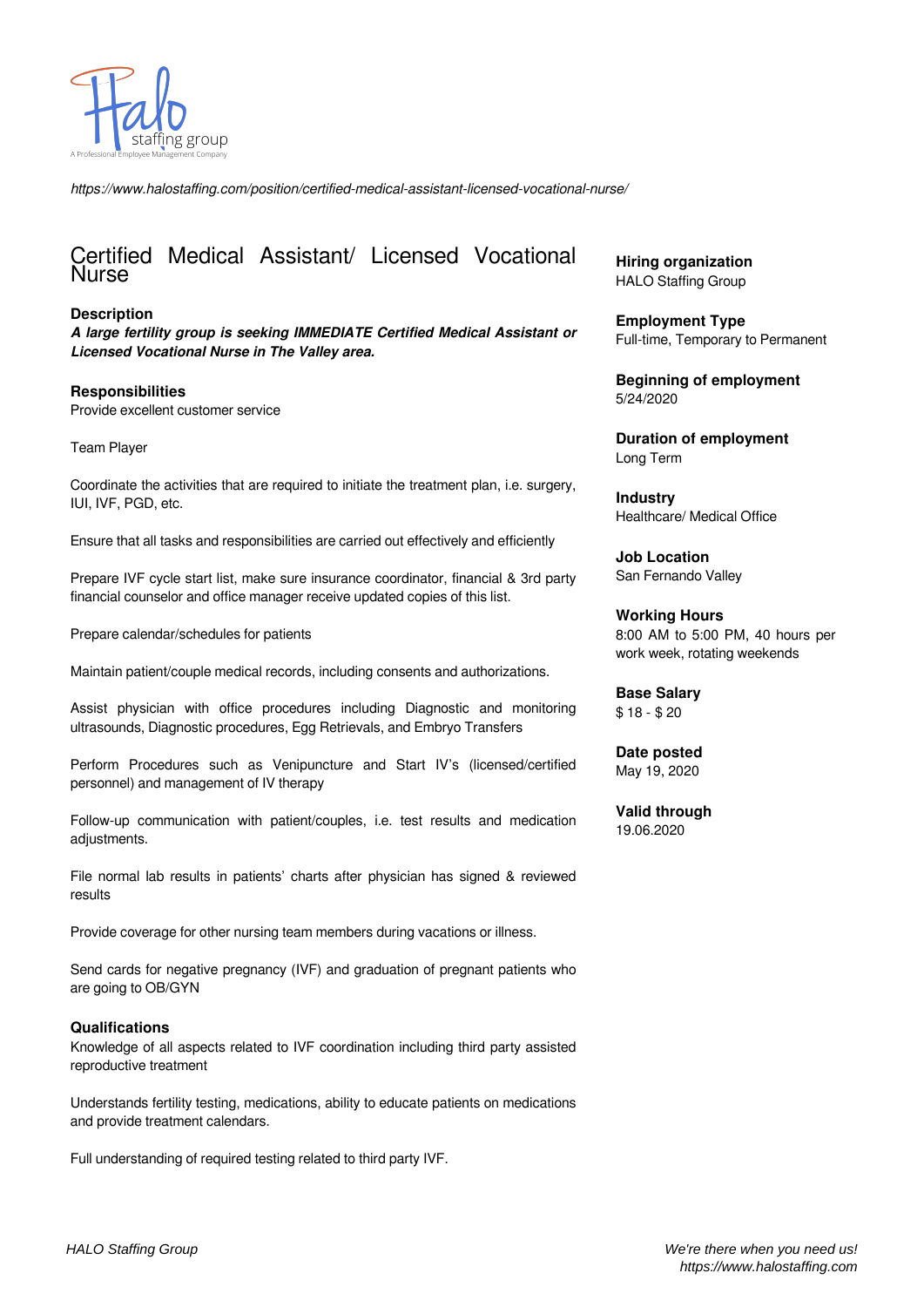https://www.halostaffing.com/position/certified-medical-assistant-licensed-vocational-nurse/

# Certified Medical Assistant/ Licensed Vocational Nurse

**Hiring organization**
HALO Staffing Group

**Employment Type**
Full-time, Temporary to Permanent

**Beginning of employment**
5/24/2020

**Duration of employment**
Long Term

**Industry**
Healthcare/ Medical Office

**Job Location**
San Fernando Valley

**Working Hours**
8:00 AM to 5:00 PM, 40 hours per work week, rotating weekends

**Base Salary**
$ 18 - $ 20

**Date posted**
May 19, 2020

**Valid through**
19.06.2020

## Description

***A large fertility group is seeking IMMEDIATE Certified Medical Assistant or Licensed Vocational Nurse in The Valley area.***

## Responsibilities

Provide excellent customer service

Team Player

Coordinate the activities that are required to initiate the treatment plan, i.e. surgery, IUI, IVF, PGD, etc.

Ensure that all tasks and responsibilities are carried out effectively and efficiently

Prepare IVF cycle start list, make sure insurance coordinator, financial & 3rd party financial counselor and office manager receive updated copies of this list.

Prepare calendar/schedules for patients

Maintain patient/couple medical records, including consents and authorizations.

Assist physician with office procedures including Diagnostic and monitoring ultrasounds, Diagnostic procedures, Egg Retrievals, and Embryo Transfers

Perform Procedures such as Venipuncture and Start IV's (licensed/certified personnel) and management of IV therapy

Follow-up communication with patient/couples, i.e. test results and medication adjustments.

File normal lab results in patients' charts after physician has signed & reviewed results

Provide coverage for other nursing team members during vacations or illness.

Send cards for negative pregnancy (IVF) and graduation of pregnant patients who are going to OB/GYN

## Qualifications

Knowledge of all aspects related to IVF coordination including third party assisted reproductive treatment

Understands fertility testing, medications, ability to educate patients on medications and provide treatment calendars.

Full understanding of required testing related to third party IVF.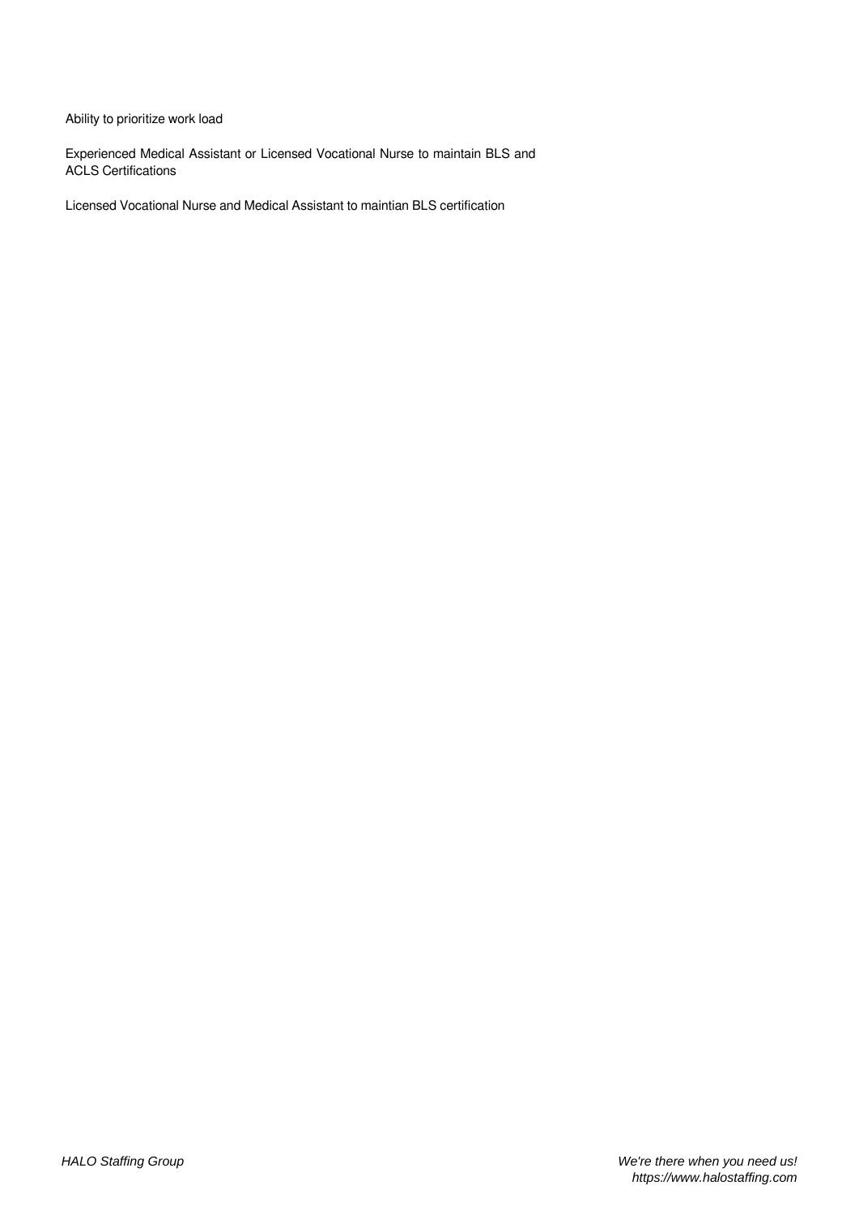Ability to prioritize work load

Experienced Medical Assistant or Licensed Vocational Nurse to maintain BLS and ACLS Certifications

Licensed Vocational Nurse and Medical Assistant to maintian BLS certification